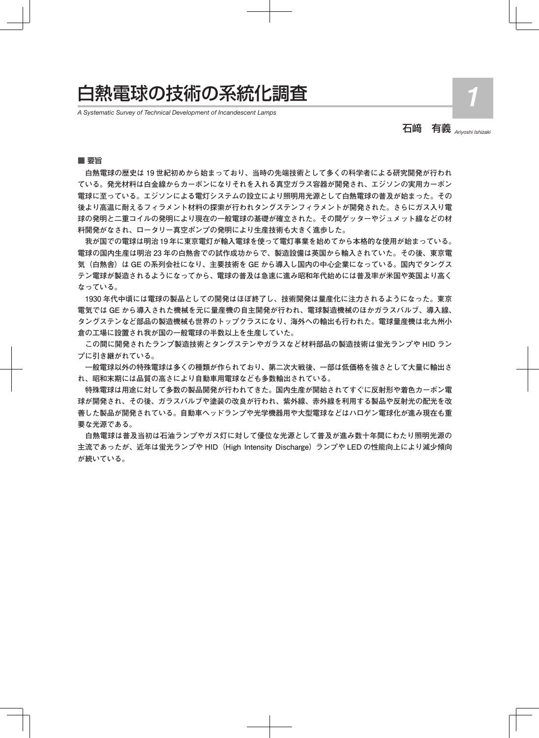# 白熱電球の技術の系統化調査

*A Systematic Survey of Technical Development of Incandescent Lamps*

**1**

石﨑　有義 *Ariyoshi Ishizaki*

■ 要旨

白熱電球の歴史は 19 世紀初めから始まっており、当時の先端技術として多くの科学者による研究開発が行われている。発光材料は白金線からカーボンになりそれを入れる真空ガラス容器が開発され、エジソンの実用カーボン電球に至っている。エジソンによる電灯システムの設立により照明用光源として白熱電球の普及が始まった。その後より高温に耐えるフィラメント材料の探索が行われタングステンフィラメントが開発された。さらにガス入り電球の発明と二重コイルの発明により現在の一般電球の基礎が確立された。その間ゲッターやジュメット線などの材料開発がなされ、ロータリー真空ポンプの発明により生産技術も大きく進歩した。

我が国での電球は明治 19 年に東京電灯が輸入電球を使って電灯事業を始めてから本格的な使用が始まっている。電球の国内生産は明治 23 年の白熱舎での試作成功からで、製造設備は英国から輸入されていた。その後、東京電気（白熱舎）は GE の系列会社になり、主要技術を GE から導入し国内の中心企業になっている。国内でタングステン電球が製造されるようになってから、電球の普及は急速に進み昭和年代始めには普及率が米国や英国より高くなっている。

1930 年代中頃には電球の製品としての開発はほぼ終了し、技術開発は量産化に注力されるようになった。東京電気では GE から導入された機械を元に量産機の自主開発が行われ、電球製造機械のほかガラスバルブ、導入線、タングステンなど部品の製造機械も世界のトップクラスになり、海外への輸出も行われた。電球量産機は北九州小倉の工場に設置され我が国の一般電球の半数以上を生産していた。

この間に開発されたランプ製造技術とタングステンやガラスなど材料部品の製造技術は蛍光ランプや HID ランプに引き継がれている。

一般電球以外の特殊電球は多くの種類が作られており、第二次大戦後、一部は低価格を強さとして大量に輸出され、昭和末期には品質の高さにより自動車用電球なども多数輸出されている。

特殊電球は用途に対して多数の製品開発が行われてきた。国内生産が開始されてすぐに反射形や着色カーボン電球が開発され、その後、ガラスバルブや塗装の改良が行われ、紫外線、赤外線を利用する製品や反射光の配光を改善した製品が開発されている。自動車ヘッドランプや光学機器用や大型電球などはハロゲン電球化が進み現在も重要な光源である。

白熱電球は普及当初は石油ランプやガス灯に対して優位な光源として普及が進み数十年間にわたり照明光源の主流であったが、近年は蛍光ランプや HID（High Intensity Discharge）ランプや LED の性能向上により減少傾向が続いている。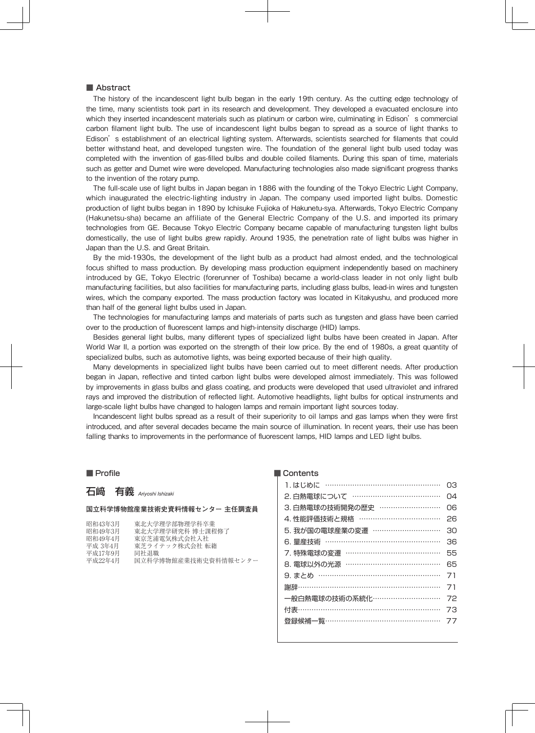## ■ Abstract

The history of the incandescent light bulb began in the early 19th century. As the cutting edge technology of the time, many scientists took part in its research and development. They developed a evacuated enclosure into which they inserted incandescent materials such as platinum or carbon wire, culminating in Edison's commercial carbon filament light bulb. The use of incandescent light bulbs began to spread as a source of light thanks to Edison's establishment of an electrical lighting system. Afterwards, scientists searched for filaments that could better withstand heat, and developed tungsten wire. The foundation of the general light bulb used today was completed with the invention of gas-filled bulbs and double coiled filaments. During this span of time, materials such as getter and Dumet wire were developed. Manufacturing technologies also made significant progress thanks to the invention of the rotary pump.

The full-scale use of light bulbs in Japan began in 1886 with the founding of the Tokyo Electric Light Company, which inaugurated the electric-lighting industry in Japan. The company used imported light bulbs. Domestic production of light bulbs began in 1890 by Ichisuke Fujioka of Hakunetu-sya. Afterwards, Tokyo Electric Company (Hakunetsu-sha) became an affiliate of the General Electric Company of the U.S. and imported its primary technologies from GE. Because Tokyo Electric Company became capable of manufacturing tungsten light bulbs domestically, the use of light bulbs grew rapidly. Around 1935, the penetration rate of light bulbs was higher in Japan than the U.S. and Great Britain.

By the mid-1930s, the development of the light bulb as a product had almost ended, and the technological focus shifted to mass production. By developing mass production equipment independently based on machinery introduced by GE, Tokyo Electric (forerunner of Toshiba) became a world-class leader in not only light bulb manufacturing facilities, but also facilities for manufacturing parts, including glass bulbs, lead-in wires and tungsten wires, which the company exported. The mass production factory was located in Kitakyushu, and produced more than half of the general light bulbs used in Japan.

The technologies for manufacturing lamps and materials of parts such as tungsten and glass have been carried over to the production of fluorescent lamps and high-intensity discharge (HID) lamps.

Besides general light bulbs, many different types of specialized light bulbs have been created in Japan. After World War II, a portion was exported on the strength of their low price. By the end of 1980s, a great quantity of specialized bulbs, such as automotive lights, was being exported because of their high quality.

Many developments in specialized light bulbs have been carried out to meet different needs. After production began in Japan, reflective and tinted carbon light bulbs were developed almost immediately. This was followed by improvements in glass bulbs and glass coating, and products were developed that used ultraviolet and infrared rays and improved the distribution of reflected light. Automotive headlights, light bulbs for optical instruments and large-scale light bulbs have changed to halogen lamps and remain important light sources today.

Incandescent light bulbs spread as a result of their superiority to oil lamps and gas lamps when they were first introduced, and after several decades became the main source of illumination. In recent years, their use has been falling thanks to improvements in the performance of fluorescent lamps, HID lamps and LED light bulbs.

## ■ Profile

**石﨑　有義** *Ariyoshi Ishizaki*

**国立科学博物館産業技術史資料情報センター 主任調査員**

| | |
|---|---|
| 昭和43年3月 | 東北大学理学部物理学科卒業 |
| 昭和49年3月 | 東北大学理学研究科 博士課程修了 |
| 昭和49年4月 | 東京芝浦電気株式会社入社 |
| 平成 3年4月 | 東芝ライテック株式会社 転籍 |
| 平成17年9月 | 同社退職 |
| 平成22年4月 | 国立科学博物館産業技術史資料情報センター |

## ■ Contents

| | |
|---|---|
| 1. はじめに | 03 |
| 2. 白熱電球について | 04 |
| 3. 白熱電球の技術開発の歴史 | 06 |
| 4. 性能評価技術と規格 | 26 |
| 5. 我が国の電球産業の変遷 | 30 |
| 6. 量産技術 | 36 |
| 7. 特殊電球の変遷 | 55 |
| 8. 電球以外の光源 | 65 |
| 9. まとめ | 71 |
| 謝辞 | 71 |
| 一般白熱電球の技術の系統化 | 72 |
| 付表 | 73 |
| 登録候補一覧 | 77 |